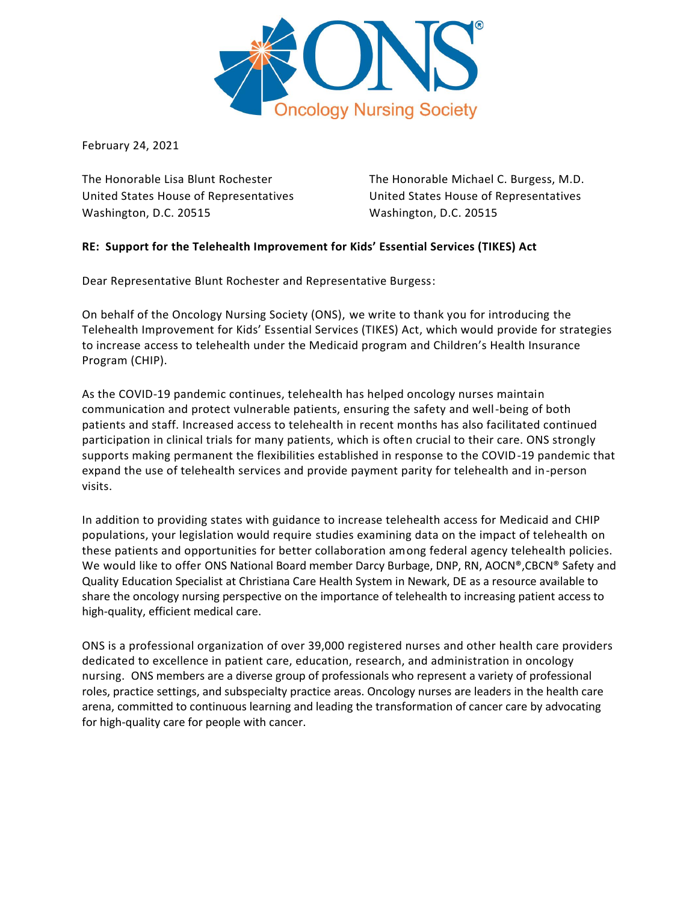ONS® Oncology Nursing Society

February 24, 2021

The Honorable Lisa Blunt Rochester
United States House of Representatives
Washington, D.C. 20515

The Honorable Michael C. Burgess, M.D.
United States House of Representatives
Washington, D.C. 20515

**RE: Support for the Telehealth Improvement for Kids' Essential Services (TIKES) Act**

Dear Representative Blunt Rochester and Representative Burgess:

On behalf of the Oncology Nursing Society (ONS), we write to thank you for introducing the Telehealth Improvement for Kids' Essential Services (TIKES) Act, which would provide for strategies to increase access to telehealth under the Medicaid program and Children's Health Insurance Program (CHIP).

As the COVID-19 pandemic continues, telehealth has helped oncology nurses maintain communication and protect vulnerable patients, ensuring the safety and well-being of both patients and staff. Increased access to telehealth in recent months has also facilitated continued participation in clinical trials for many patients, which is often crucial to their care. ONS strongly supports making permanent the flexibilities established in response to the COVID-19 pandemic that expand the use of telehealth services and provide payment parity for telehealth and in-person visits.

In addition to providing states with guidance to increase telehealth access for Medicaid and CHIP populations, your legislation would require studies examining data on the impact of telehealth on these patients and opportunities for better collaboration among federal agency telehealth policies. We would like to offer ONS National Board member Darcy Burbage, DNP, RN, AOCN®,CBCN® Safety and Quality Education Specialist at Christiana Care Health System in Newark, DE as a resource available to share the oncology nursing perspective on the importance of telehealth to increasing patient access to high-quality, efficient medical care.

ONS is a professional organization of over 39,000 registered nurses and other health care providers dedicated to excellence in patient care, education, research, and administration in oncology nursing. ONS members are a diverse group of professionals who represent a variety of professional roles, practice settings, and subspecialty practice areas. Oncology nurses are leaders in the health care arena, committed to continuous learning and leading the transformation of cancer care by advocating for high-quality care for people with cancer.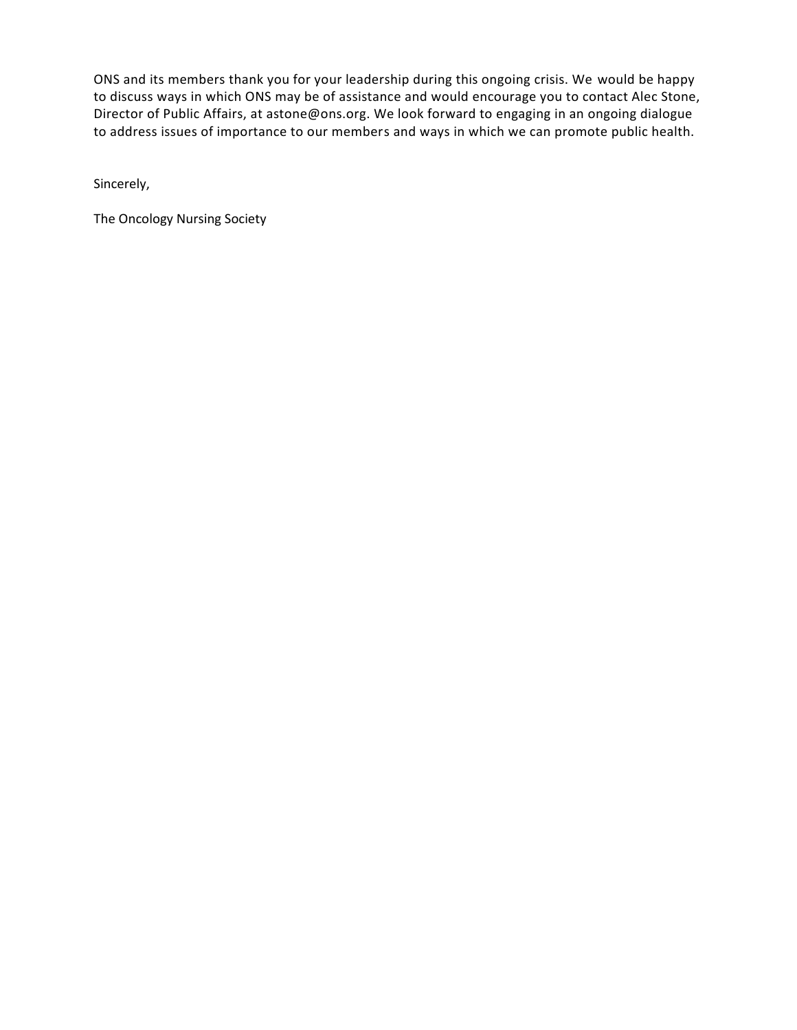ONS and its members thank you for your leadership during this ongoing crisis. We would be happy to discuss ways in which ONS may be of assistance and would encourage you to contact Alec Stone, Director of Public Affairs, at astone@ons.org. We look forward to engaging in an ongoing dialogue to address issues of importance to our members and ways in which we can promote public health.

Sincerely,

The Oncology Nursing Society